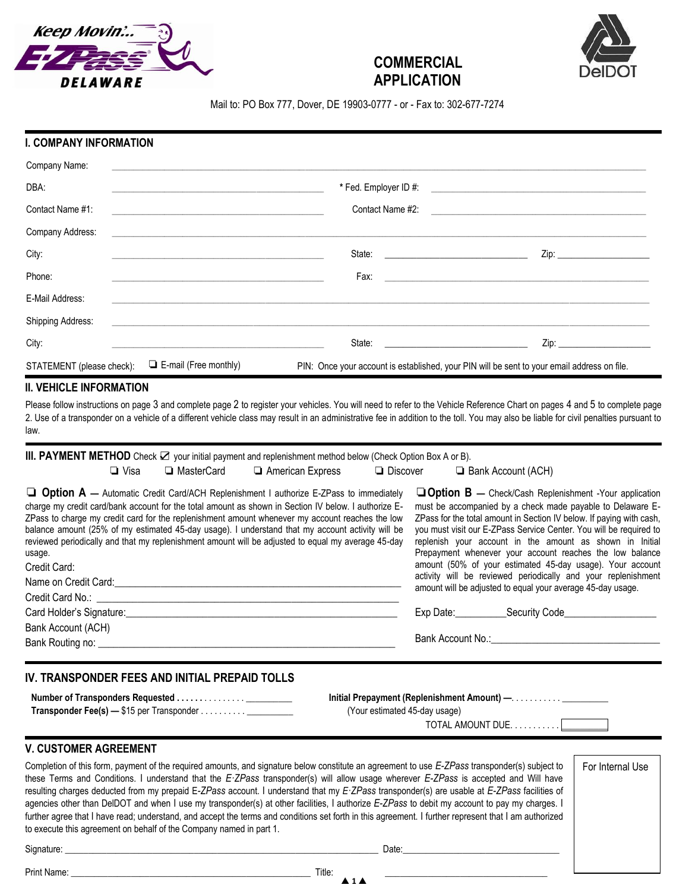Keep Movin'... E-ZPass DELAWARE

# COMMERCIAL APPLICATION

DelDOT

Mail to: PO Box 777, Dover, DE 19903-0777 - or - Fax to: 302-677-7274

## I. COMPANY INFORMATION

Company Name: ______________________________________________

DBA: ______________________ * Fed. Employer ID #: ______________________

Contact Name #1: ______________________ Contact Name #2: ______________________

Company Address: ______________________________________________

City: ______________________ State: ______________ Zip: ______________

Phone: ______________________ Fax: ______________________

E-Mail Address: ______________________________________________

Shipping Address: ______________________________________________

City: ______________________ State: ______________ Zip: ______________

STATEMENT (please check): ❑ E-mail (Free monthly)   PIN: Once your account is established, your PIN will be sent to your email address on file.

## II. VEHICLE INFORMATION

Please follow instructions on page 3 and complete page 2 to register your vehicles. You will need to refer to the Vehicle Reference Chart on pages 4 and 5 to complete page 2. Use of a transponder on a vehicle of a different vehicle class may result in an administrative fee in addition to the toll. You may also be liable for civil penalties pursuant to law.

## III. PAYMENT METHOD

Check ☑ your initial payment and replenishment method below (Check Option Box A or B).

❑ Visa   ❑ MasterCard   ❑ American Express   ❑ Discover   ❑ Bank Account (ACH)

❑ **Option A —** Automatic Credit Card/ACH Replenishment I authorize E-ZPass to immediately charge my credit card/bank account for the total amount as shown in Section IV below. I authorize E-ZPass to charge my credit card for the replenishment amount whenever my account reaches the low balance amount (25% of my estimated 45-day usage). I understand that my account activity will be reviewed periodically and that my replenishment amount will be adjusted to equal my average 45-day usage.

❑ **Option B —** Check/Cash Replenishment -Your application must be accompanied by a check made payable to Delaware E-ZPass for the total amount in Section IV below. If paying with cash, you must visit our E-ZPass Service Center. You will be required to replenish your account in the amount as shown in Initial Prepayment whenever your account reaches the low balance amount (50% of your estimated 45-day usage). Your account activity will be reviewed periodically and your replenishment amount will be adjusted to equal your average 45-day usage.

Credit Card:

Name on Credit Card: ______________________________________________

Credit Card No.: ______________________________________________

Card Holder's Signature: ______________________ Exp Date: __________ Security Code __________

Bank Account (ACH)

Bank Routing no: ______________________ Bank Account No.: ______________________

## IV. TRANSPONDER FEES AND INITIAL PREPAID TOLLS

**Number of Transponders Requested** . . . . . . . . . . . . . . . __________

**Transponder Fee(s) —** $15 per Transponder . . . . . . . . . . __________

**Initial Prepayment (Replenishment Amount) —** . . . . . . . . . . . __________

(Your estimated 45-day usage)

TOTAL AMOUNT DUE. . . . . . . . . . . __________

## V. CUSTOMER AGREEMENT

Completion of this form, payment of the required amounts, and signature below constitute an agreement to use *E-ZPass* transponder(s) subject to these Terms and Conditions. I understand that the *E·ZPass* transponder(s) will allow usage wherever *E-ZPass* is accepted and Will have resulting charges deducted from my prepaid E-*ZPass* account. I understand that my *E·ZPass* transponder(s) are usable at *E-ZPass* facilities of agencies other than DelDOT and when I use my transponder(s) at other facilities, I authorize *E-ZPass* to debit my account to pay my charges. I further agree that I have read; understand, and accept the terms and conditions set forth in this agreement. I further represent that I am authorized to execute this agreement on behalf of the Company named in part 1.

For Internal Use

Signature: ______________________________________________ Date: ______________________

Print Name: ______________________________________________ Title: ______________________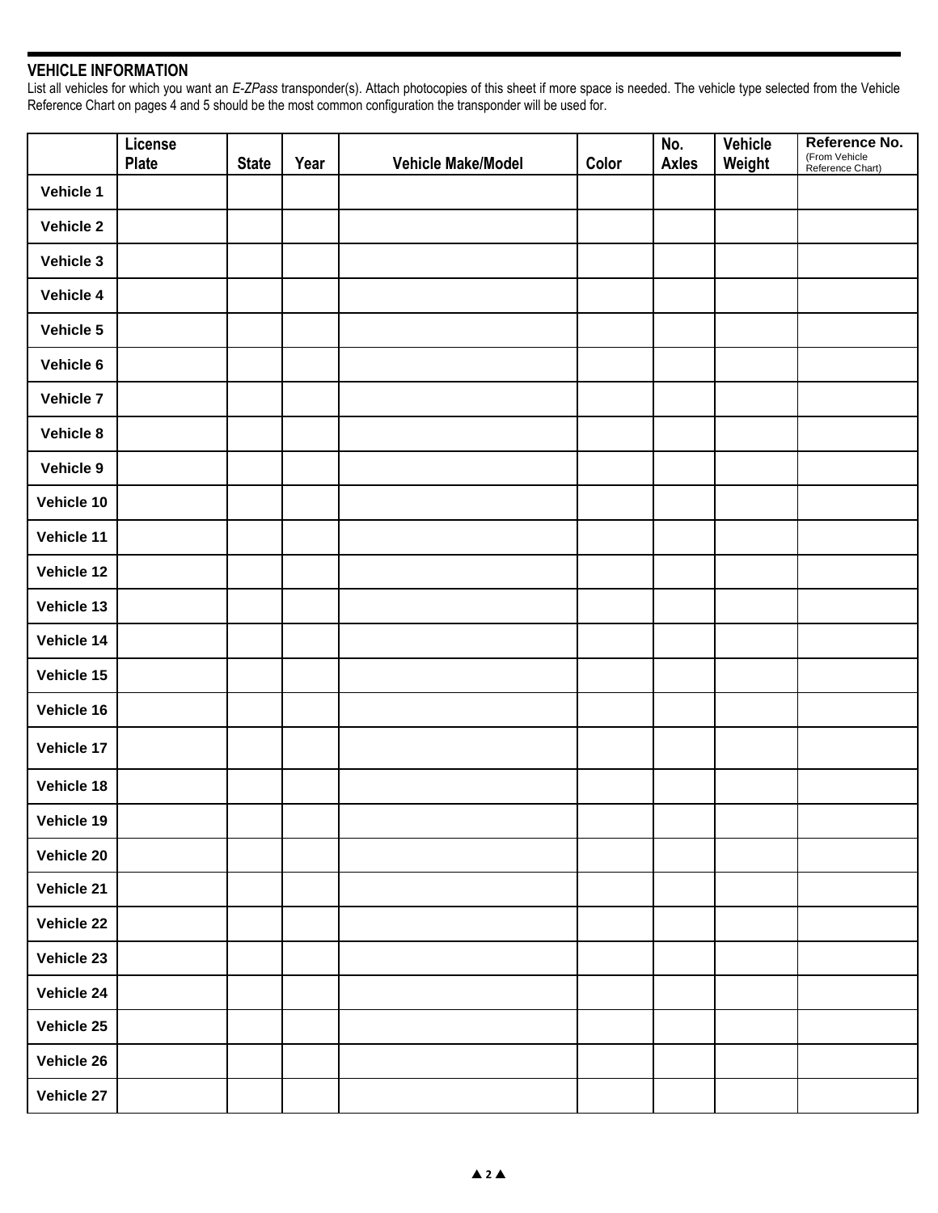## VEHICLE INFORMATION

List all vehicles for which you want an *E-ZPass* transponder(s). Attach photocopies of this sheet if more space is needed. The vehicle type selected from the Vehicle Reference Chart on pages 4 and 5 should be the most common configuration the transponder will be used for.

| | License Plate | State | Year | Vehicle Make/Model | Color | No. Axles | Vehicle Weight | Reference No. (From Vehicle Reference Chart) |
|---|---|---|---|---|---|---|---|---|
| **Vehicle 1** | | | | | | | | |
| **Vehicle 2** | | | | | | | | |
| **Vehicle 3** | | | | | | | | |
| **Vehicle 4** | | | | | | | | |
| **Vehicle 5** | | | | | | | | |
| **Vehicle 6** | | | | | | | | |
| **Vehicle 7** | | | | | | | | |
| **Vehicle 8** | | | | | | | | |
| **Vehicle 9** | | | | | | | | |
| **Vehicle 10** | | | | | | | | |
| **Vehicle 11** | | | | | | | | |
| **Vehicle 12** | | | | | | | | |
| **Vehicle 13** | | | | | | | | |
| **Vehicle 14** | | | | | | | | |
| **Vehicle 15** | | | | | | | | |
| **Vehicle 16** | | | | | | | | |
| **Vehicle 17** | | | | | | | | |
| **Vehicle 18** | | | | | | | | |
| **Vehicle 19** | | | | | | | | |
| **Vehicle 20** | | | | | | | | |
| **Vehicle 21** | | | | | | | | |
| **Vehicle 22** | | | | | | | | |
| **Vehicle 23** | | | | | | | | |
| **Vehicle 24** | | | | | | | | |
| **Vehicle 25** | | | | | | | | |
| **Vehicle 26** | | | | | | | | |
| **Vehicle 27** | | | | | | | | |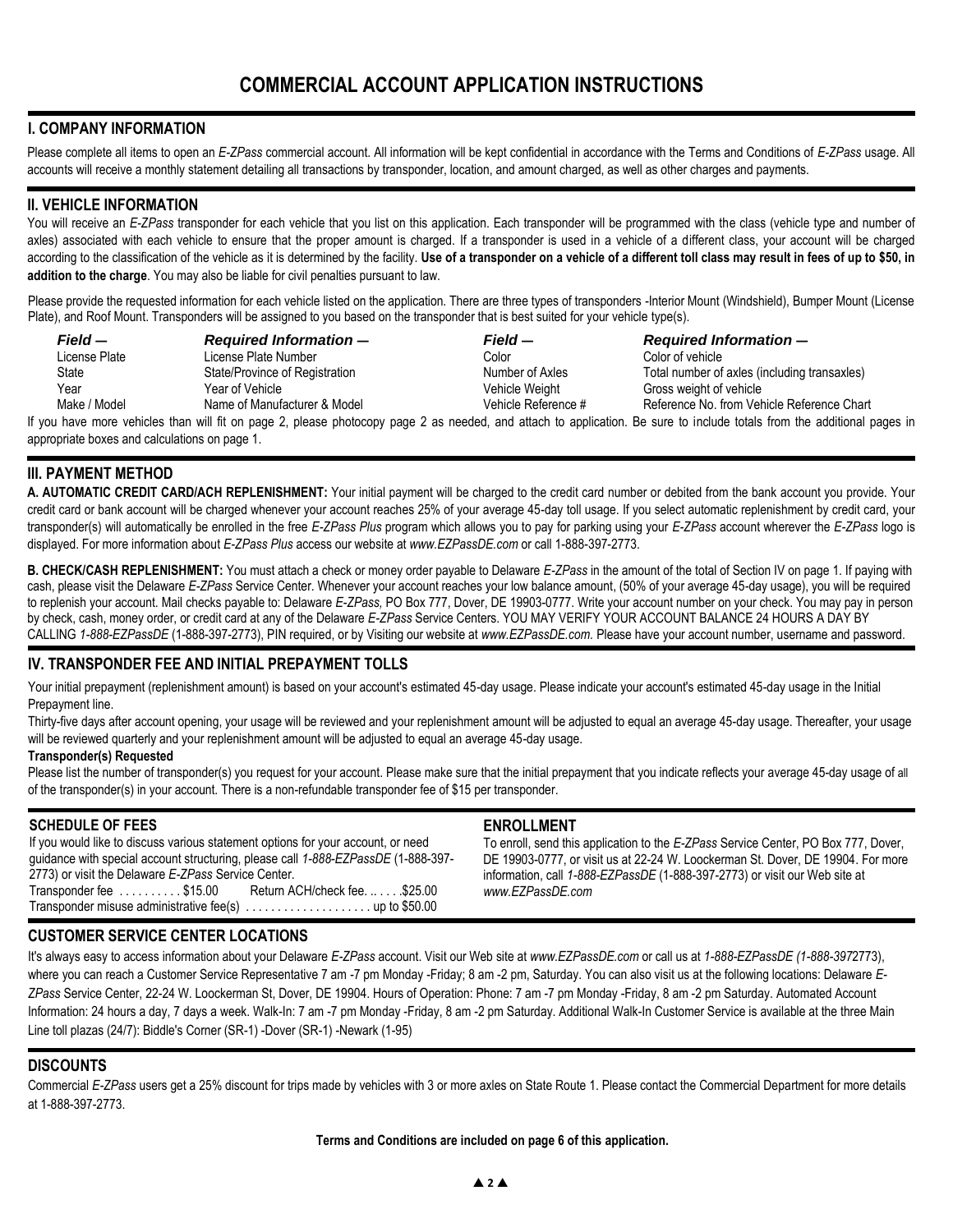# COMMERCIAL ACCOUNT APPLICATION INSTRUCTIONS

## I. COMPANY INFORMATION

Please complete all items to open an *E-ZPass* commercial account. All information will be kept confidential in accordance with the Terms and Conditions of *E-ZPass* usage. All accounts will receive a monthly statement detailing all transactions by transponder, location, and amount charged, as well as other charges and payments.

## II. VEHICLE INFORMATION

You will receive an *E-ZPass* transponder for each vehicle that you list on this application. Each transponder will be programmed with the class (vehicle type and number of axles) associated with each vehicle to ensure that the proper amount is charged. If a transponder is used in a vehicle of a different class, your account will be charged according to the classification of the vehicle as it is determined by the facility. **Use of a transponder on a vehicle of a different toll class may result in fees of up to $50, in addition to the charge**. You may also be liable for civil penalties pursuant to law.

Please provide the requested information for each vehicle listed on the application. There are three types of transponders -Interior Mount (Windshield), Bumper Mount (License Plate), and Roof Mount. Transponders will be assigned to you based on the transponder that is best suited for your vehicle type(s).

| *Field —* | *Required Information —* | *Field —* | *Required Information —* |
|---|---|---|---|
| License Plate | License Plate Number | Color | Color of vehicle |
| State | State/Province of Registration | Number of Axles | Total number of axles (including transaxles) |
| Year | Year of Vehicle | Vehicle Weight | Gross weight of vehicle |
| Make / Model | Name of Manufacturer & Model | Vehicle Reference # | Reference No. from Vehicle Reference Chart |

If you have more vehicles than will fit on page 2, please photocopy page 2 as needed, and attach to application. Be sure to include totals from the additional pages in appropriate boxes and calculations on page 1.

## III. PAYMENT METHOD

**A. AUTOMATIC CREDIT CARD/ACH REPLENISHMENT:** Your initial payment will be charged to the credit card number or debited from the bank account you provide. Your credit card or bank account will be charged whenever your account reaches 25% of your average 45-day toll usage. If you select automatic replenishment by credit card, your transponder(s) will automatically be enrolled in the free *E-ZPass Plus* program which allows you to pay for parking using your *E-ZPass* account wherever the *E-ZPass* logo is displayed. For more information about *E-ZPass Plus* access our website at *www.EZPassDE.com* or call 1-888-397-2773.

**B. CHECK/CASH REPLENISHMENT:** You must attach a check or money order payable to Delaware *E-ZPass* in the amount of the total of Section IV on page 1. If paying with cash, please visit the Delaware *E-ZPass* Service Center. Whenever your account reaches your low balance amount, (50% of your average 45-day usage), you will be required to replenish your account. Mail checks payable to: Delaware *E-ZPass*, PO Box 777, Dover, DE 19903-0777. Write your account number on your check. You may pay in person by check, cash, money order, or credit card at any of the Delaware *E-ZPass* Service Centers. YOU MAY VERIFY YOUR ACCOUNT BALANCE 24 HOURS A DAY BY CALLING *1-888-EZPassDE* (1-888-397-2773), PIN required, or by Visiting our website at *www.EZPassDE.com.* Please have your account number, username and password.

## IV. TRANSPONDER FEE AND INITIAL PREPAYMENT TOLLS

Your initial prepayment (replenishment amount) is based on your account's estimated 45-day usage. Please indicate your account's estimated 45-day usage in the Initial Prepayment line.

Thirty-five days after account opening, your usage will be reviewed and your replenishment amount will be adjusted to equal an average 45-day usage. Thereafter, your usage will be reviewed quarterly and your replenishment amount will be adjusted to equal an average 45-day usage.

**Transponder(s) Requested**

Please list the number of transponder(s) you request for your account. Please make sure that the initial prepayment that you indicate reflects your average 45-day usage of all of the transponder(s) in your account. There is a non-refundable transponder fee of $15 per transponder.

## SCHEDULE OF FEES

If you would like to discuss various statement options for your account, or need guidance with special account structuring, please call *1-888-EZPassDE* (1-888-397-2773) or visit the Delaware *E-ZPass* Service Center.

Transponder fee .......... $15.00 Return ACH/check fee. .. . . . .$25.00

Transponder misuse administrative fee(s) .................... up to $50.00

## ENROLLMENT

To enroll, send this application to the *E-ZPass* Service Center, PO Box 777, Dover, DE 19903-0777, or visit us at 22-24 W. Loockerman St. Dover, DE 19904. For more information, call *1-888-EZPassDE* (1-888-397-2773) or visit our Web site at *www.EZPassDE.com*

## CUSTOMER SERVICE CENTER LOCATIONS

It's always easy to access information about your Delaware *E-ZPass* account. Visit our Web site at *www.EZPassDE.com* or call us at *1-888-EZPassDE (1-888-397*2773), where you can reach a Customer Service Representative 7 am -7 pm Monday -Friday; 8 am -2 pm, Saturday. You can also visit us at the following locations: Delaware *E-ZPass* Service Center, 22-24 W. Loockerman St, Dover, DE 19904. Hours of Operation: Phone: 7 am -7 pm Monday -Friday, 8 am -2 pm Saturday. Automated Account Information: 24 hours a day, 7 days a week. Walk-In: 7 am -7 pm Monday -Friday, 8 am -2 pm Saturday. Additional Walk-In Customer Service is available at the three Main Line toll plazas (24/7): Biddle's Corner (SR-1) -Dover (SR-1) -Newark (1-95)

## DISCOUNTS

Commercial *E-ZPass* users get a 25% discount for trips made by vehicles with 3 or more axles on State Route 1. Please contact the Commercial Department for more details at 1-888-397-2773.

**Terms and Conditions are included on page 6 of this application.**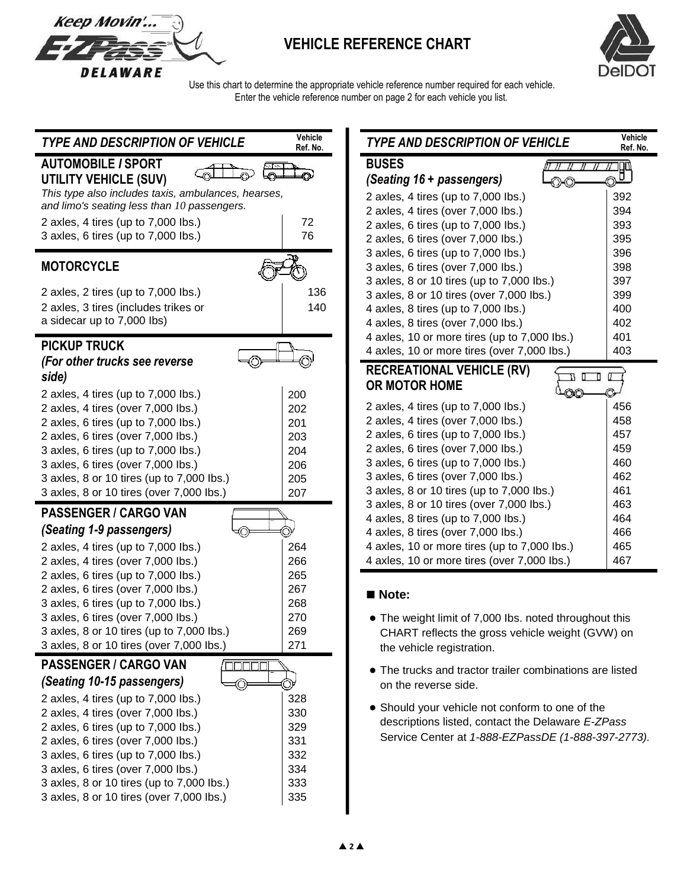# VEHICLE REFERENCE CHART

Use this chart to determine the appropriate vehicle reference number required for each vehicle.
Enter the vehicle reference number on page 2 for each vehicle you list.

| *TYPE AND DESCRIPTION OF VEHICLE* | Vehicle Ref. No. |
|---|---|
| **AUTOMOBILE / SPORT UTILITY VEHICLE (SUV)** | |
| *This type also includes taxis, ambulances, hearses, and limo's seating less than 10 passengers.* | |
| 2 axles, 4 tires (up to 7,000 lbs.) | 72 |
| 3 axles, 6 tires (up to 7,000 lbs.) | 76 |
| **MOTORCYCLE** | |
| 2 axles, 2 tires (up to 7,000 lbs.) | 136 |
| 2 axles, 3 tires (includes trikes or a sidecar up to 7,000 lbs) | 140 |
| **PICKUP TRUCK** *(For other trucks see reverse side)* | |
| 2 axles, 4 tires (up to 7,000 lbs.) | 200 |
| 2 axles, 4 tires (over 7,000 lbs.) | 202 |
| 2 axles, 6 tires (up to 7,000 lbs.) | 201 |
| 2 axles, 6 tires (over 7,000 lbs.) | 203 |
| 3 axles, 6 tires (up to 7,000 lbs.) | 204 |
| 3 axles, 6 tires (over 7,000 lbs.) | 206 |
| 3 axles, 8 or 10 tires (up to 7,000 lbs.) | 205 |
| 3 axles, 8 or 10 tires (over 7,000 lbs.) | 207 |
| **PASSENGER / CARGO VAN** *(Seating 1-9 passengers)* | |
| 2 axles, 4 tires (up to 7,000 lbs.) | 264 |
| 2 axles, 4 tires (over 7,000 lbs.) | 266 |
| 2 axles, 6 tires (up to 7,000 lbs.) | 265 |
| 2 axles, 6 tires (over 7,000 lbs.) | 267 |
| 3 axles, 6 tires (up to 7,000 lbs.) | 268 |
| 3 axles, 6 tires (over 7,000 lbs.) | 270 |
| 3 axles, 8 or 10 tires (up to 7,000 lbs.) | 269 |
| 3 axles, 8 or 10 tires (over 7,000 lbs.) | 271 |
| **PASSENGER / CARGO VAN** *(Seating 10-15 passengers)* | |
| 2 axles, 4 tires (up to 7,000 lbs.) | 328 |
| 2 axles, 4 tires (over 7,000 lbs.) | 330 |
| 2 axles, 6 tires (up to 7,000 lbs.) | 329 |
| 2 axles, 6 tires (over 7,000 lbs.) | 331 |
| 3 axles, 6 tires (up to 7,000 lbs.) | 332 |
| 3 axles, 6 tires (over 7,000 lbs.) | 334 |
| 3 axles, 8 or 10 tires (up to 7,000 lbs.) | 333 |
| 3 axles, 8 or 10 tires (over 7,000 lbs.) | 335 |

| *TYPE AND DESCRIPTION OF VEHICLE* | Vehicle Ref. No. |
|---|---|
| **BUSES** *(Seating 16 + passengers)* | |
| 2 axles, 4 tires (up to 7,000 lbs.) | 392 |
| 2 axles, 4 tires (over 7,000 lbs.) | 394 |
| 2 axles, 6 tires (up to 7,000 lbs.) | 393 |
| 2 axles, 6 tires (over 7,000 lbs.) | 395 |
| 3 axles, 6 tires (up to 7,000 lbs.) | 396 |
| 3 axles, 6 tires (over 7,000 lbs.) | 398 |
| 3 axles, 8 or 10 tires (up to 7,000 lbs.) | 397 |
| 3 axles, 8 or 10 tires (over 7,000 lbs.) | 399 |
| 4 axles, 8 tires (up to 7,000 lbs.) | 400 |
| 4 axles, 8 tires (over 7,000 lbs.) | 402 |
| 4 axles, 10 or more tires (up to 7,000 lbs.) | 401 |
| 4 axles, 10 or more tires (over 7,000 lbs.) | 403 |
| **RECREATIONAL VEHICLE (RV) OR MOTOR HOME** | |
| 2 axles, 4 tires (up to 7,000 lbs.) | 456 |
| 2 axles, 4 tires (over 7,000 lbs.) | 458 |
| 2 axles, 6 tires (up to 7,000 lbs.) | 457 |
| 2 axles, 6 tires (over 7,000 lbs.) | 459 |
| 3 axles, 6 tires (up to 7,000 lbs.) | 460 |
| 3 axles, 6 tires (over 7,000 lbs.) | 462 |
| 3 axles, 8 or 10 tires (up to 7,000 lbs.) | 461 |
| 3 axles, 8 or 10 tires (over 7,000 lbs.) | 463 |
| 4 axles, 8 tires (up to 7,000 lbs.) | 464 |
| 4 axles, 8 tires (over 7,000 lbs.) | 466 |
| 4 axles, 10 or more tires (up to 7,000 lbs.) | 465 |
| 4 axles, 10 or more tires (over 7,000 lbs.) | 467 |

■ **Note:**

- The weight limit of 7,000 lbs. noted throughout this CHART reflects the gross vehicle weight (GVW) on the vehicle registration.
- The trucks and tractor trailer combinations are listed on the reverse side.
- Should your vehicle not conform to one of the descriptions listed, contact the Delaware *E-ZPass* Service Center at *1-888-EZPassDE (1-888-397-2773).*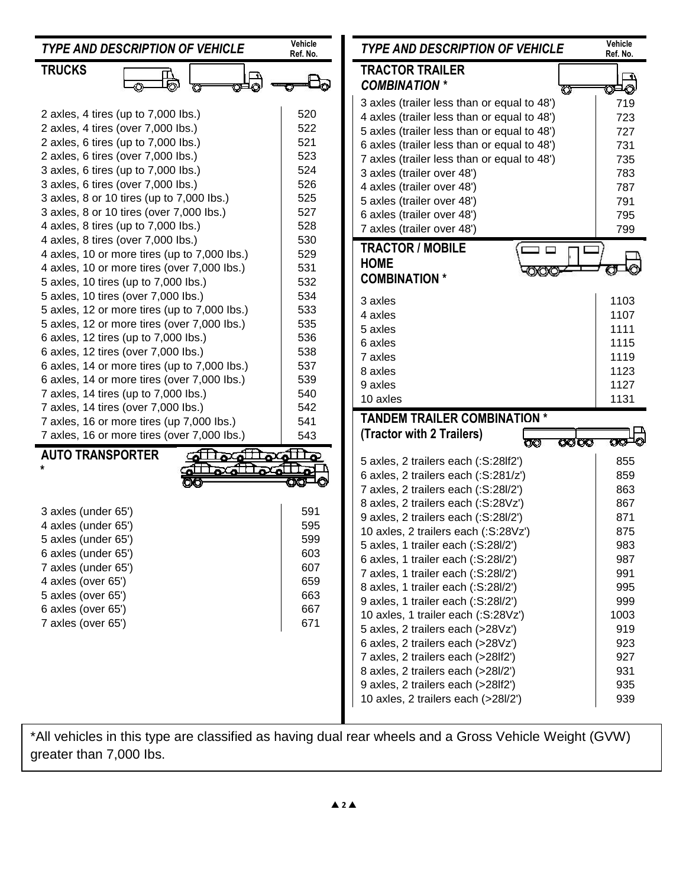| *TYPE AND DESCRIPTION OF VEHICLE* | Vehicle Ref. No. |
|---|---|
| **TRUCKS** | |
| 2 axles, 4 tires (up to 7,000 lbs.) | 520 |
| 2 axles, 4 tires (over 7,000 lbs.) | 522 |
| 2 axles, 6 tires (up to 7,000 lbs.) | 521 |
| 2 axles, 6 tires (over 7,000 lbs.) | 523 |
| 3 axles, 6 tires (up to 7,000 lbs.) | 524 |
| 3 axles, 6 tires (over 7,000 lbs.) | 526 |
| 3 axles, 8 or 10 tires (up to 7,000 lbs.) | 525 |
| 3 axles, 8 or 10 tires (over 7,000 lbs.) | 527 |
| 4 axles, 8 tires (up to 7,000 lbs.) | 528 |
| 4 axles, 8 tires (over 7,000 lbs.) | 530 |
| 4 axles, 10 or more tires (up to 7,000 lbs.) | 529 |
| 4 axles, 10 or more tires (over 7,000 lbs.) | 531 |
| 5 axles, 10 tires (up to 7,000 lbs.) | 532 |
| 5 axles, 10 tires (over 7,000 lbs.) | 534 |
| 5 axles, 12 or more tires (up to 7,000 lbs.) | 533 |
| 5 axles, 12 or more tires (over 7,000 lbs.) | 535 |
| 6 axles, 12 tires (up to 7,000 lbs.) | 536 |
| 6 axles, 12 tires (over 7,000 lbs.) | 538 |
| 6 axles, 14 or more tires (up to 7,000 lbs.) | 537 |
| 6 axles, 14 or more tires (over 7,000 lbs.) | 539 |
| 7 axles, 14 tires (up to 7,000 lbs.) | 540 |
| 7 axles, 14 tires (over 7,000 lbs.) | 542 |
| 7 axles, 16 or more tires (up 7,000 lbs.) | 541 |
| 7 axles, 16 or more tires (over 7,000 lbs.) | 543 |
| **AUTO TRANSPORTER *** | |
| 3 axles (under 65') | 591 |
| 4 axles (under 65') | 595 |
| 5 axles (under 65') | 599 |
| 6 axles (under 65') | 603 |
| 7 axles (under 65') | 607 |
| 4 axles (over 65') | 659 |
| 5 axles (over 65') | 663 |
| 6 axles (over 65') | 667 |
| 7 axles (over 65') | 671 |

| *TYPE AND DESCRIPTION OF VEHICLE* | Vehicle Ref. No. |
|---|---|
| **TRACTOR TRAILER *COMBINATION* *** | |
| 3 axles (trailer less than or equal to 48') | 719 |
| 4 axles (trailer less than or equal to 48') | 723 |
| 5 axles (trailer less than or equal to 48') | 727 |
| 6 axles (trailer less than or equal to 48') | 731 |
| 7 axles (trailer less than or equal to 48') | 735 |
| 3 axles (trailer over 48') | 783 |
| 4 axles (trailer over 48') | 787 |
| 5 axles (trailer over 48') | 791 |
| 6 axles (trailer over 48') | 795 |
| 7 axles (trailer over 48') | 799 |
| **TRACTOR / MOBILE HOME COMBINATION *** | |
| 3 axles | 1103 |
| 4 axles | 1107 |
| 5 axles | 1111 |
| 6 axles | 1115 |
| 7 axles | 1119 |
| 8 axles | 1123 |
| 9 axles | 1127 |
| 10 axles | 1131 |
| **TANDEM TRAILER COMBINATION * (Tractor with 2 Trailers)** | |
| 5 axles, 2 trailers each (:S:28lf2') | 855 |
| 6 axles, 2 trailers each (:S:281/z') | 859 |
| 7 axles, 2 trailers each (:S:28l/2') | 863 |
| 8 axles, 2 trailers each (:S:28Vz') | 867 |
| 9 axles, 2 trailers each (:S:28l/2') | 871 |
| 10 axles, 2 trailers each (:S:28Vz') | 875 |
| 5 axles, 1 trailer each (:S:28l/2') | 983 |
| 6 axles, 1 trailer each (:S:28l/2') | 987 |
| 7 axles, 1 trailer each (:S:28l/2') | 991 |
| 8 axles, 1 trailer each (:S:28l/2') | 995 |
| 9 axles, 1 trailer each (:S:28l/2') | 999 |
| 10 axles, 1 trailer each (:S:28Vz') | 1003 |
| 5 axles, 2 trailers each (>28Vz') | 919 |
| 6 axles, 2 trailers each (>28Vz') | 923 |
| 7 axles, 2 trailers each (>28lf2') | 927 |
| 8 axles, 2 trailers each (>28l/2') | 931 |
| 9 axles, 2 trailers each (>28lf2') | 935 |
| 10 axles, 2 trailers each (>28l/2') | 939 |

*All vehicles in this type are classified as having dual rear wheels and a Gross Vehicle Weight (GVW) greater than 7,000 lbs.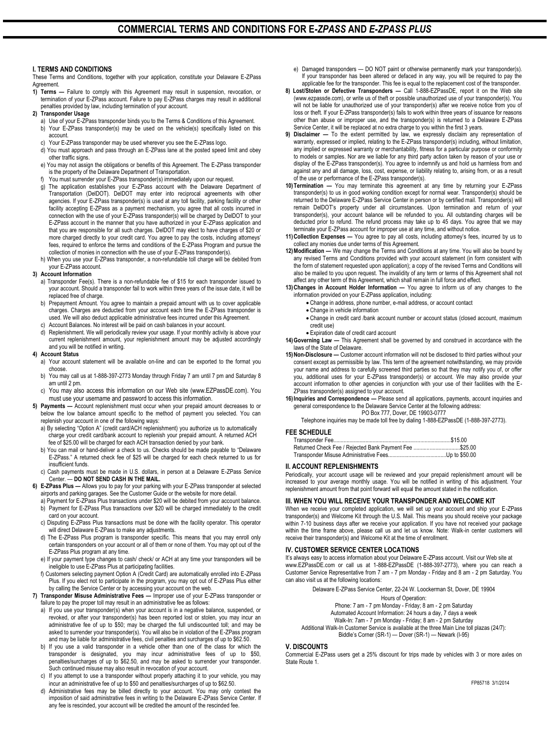// Reconstructing the page — title and opening lines below as a template.
# COMMERCIAL TERMS AND CONDITIONS FOR E-*ZPASS* AND *E-ZPASS PLUS*

## I. TERMS AND CONDITIONS

These Terms and Conditions, together with your application, constitute your Delaware E-ZPass Agreement.

**1) Terms —** Failure to comply with this Agreement may result in suspension, revocation, or termination of your E-ZPass account. Failure to pay E-ZPass charges may result in additional penalties provided by law, including termination of your account.

// Cont'd.